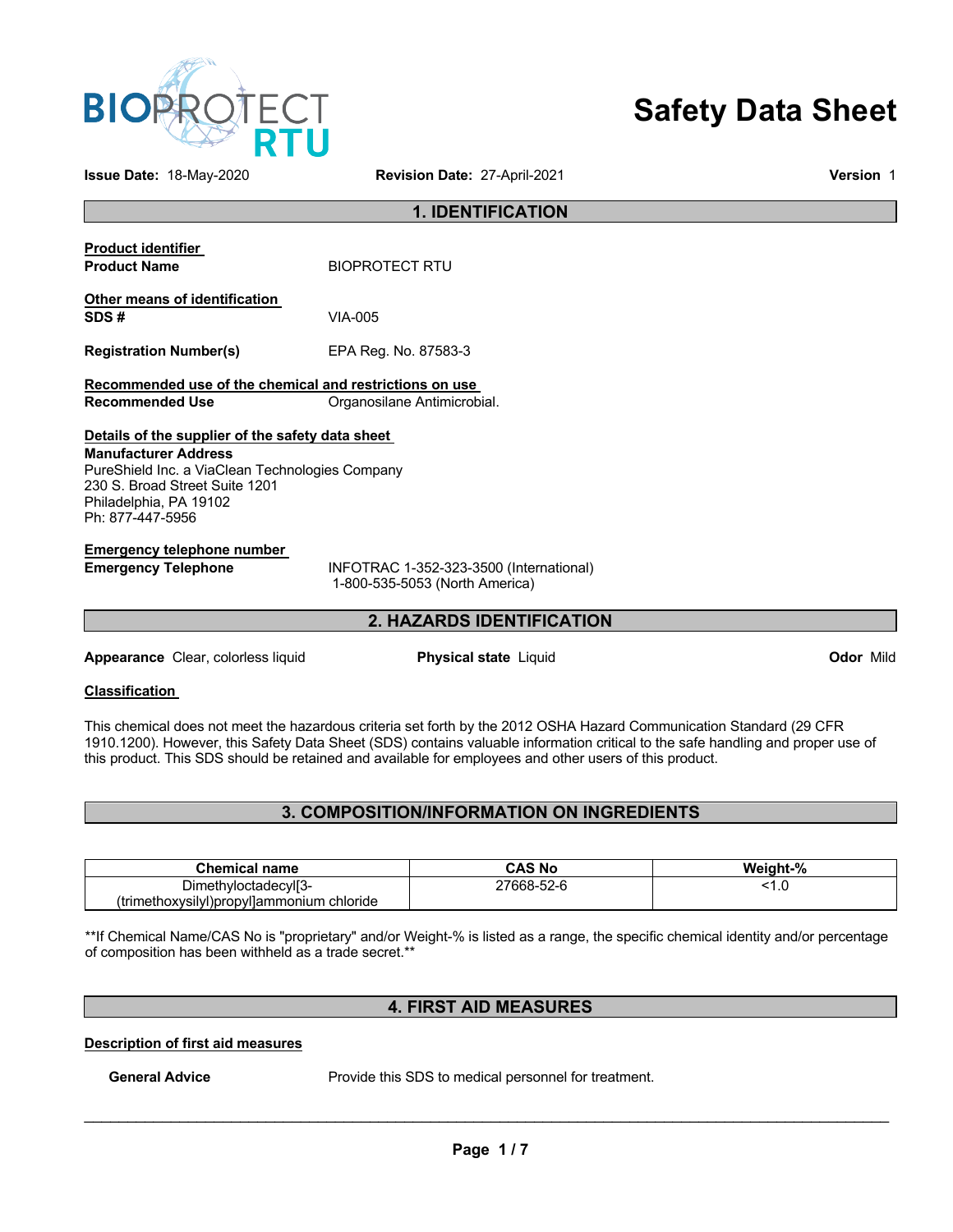# Safety Data Sheet

**Issue Date:** 18-May-2020 **Revision Date:** 27-April-2021 **Version** 1

## 1. IDENTIFICATION

**Product identifier**

**Product Name** BIOPROTECT RTU

**Other means of identification**

**SDS #** VIA-005

**Registration Number(s)** EPA Reg. No. 87583-3

**Recommended use of the chemical and restrictions on use**

**Recommended Use** Organosilane Antimicrobial.

**Details of the supplier of the safety data sheet**

**Manufacturer Address**
PureShield Inc. a ViaClean Technologies Company
230 S. Broad Street Suite 1201
Philadelphia, PA 19102
Ph: 877-447-5956

**Emergency telephone number**

**Emergency Telephone** INFOTRAC 1-352-323-3500 (International)
1-800-535-5053 (North America)

## 2. HAZARDS IDENTIFICATION

**Appearance** Clear, colorless liquid **Physical state** Liquid **Odor** Mild

**Classification**

This chemical does not meet the hazardous criteria set forth by the 2012 OSHA Hazard Communication Standard (29 CFR 1910.1200). However, this Safety Data Sheet (SDS) contains valuable information critical to the safe handling and proper use of this product. This SDS should be retained and available for employees and other users of this product.

## 3. COMPOSITION/INFORMATION ON INGREDIENTS

| Chemical name | CAS No | Weight-% |
|---|---|---|
| Dimethyloctadecyl[3-(trimethoxysilyl)propyl]ammonium chloride | 27668-52-6 | <1.0 |

**If Chemical Name/CAS No is "proprietary" and/or Weight-% is listed as a range, the specific chemical identity and/or percentage of composition has been withheld as a trade secret.**

## 4. FIRST AID MEASURES

**Description of first aid measures**

**General Advice** Provide this SDS to medical personnel for treatment.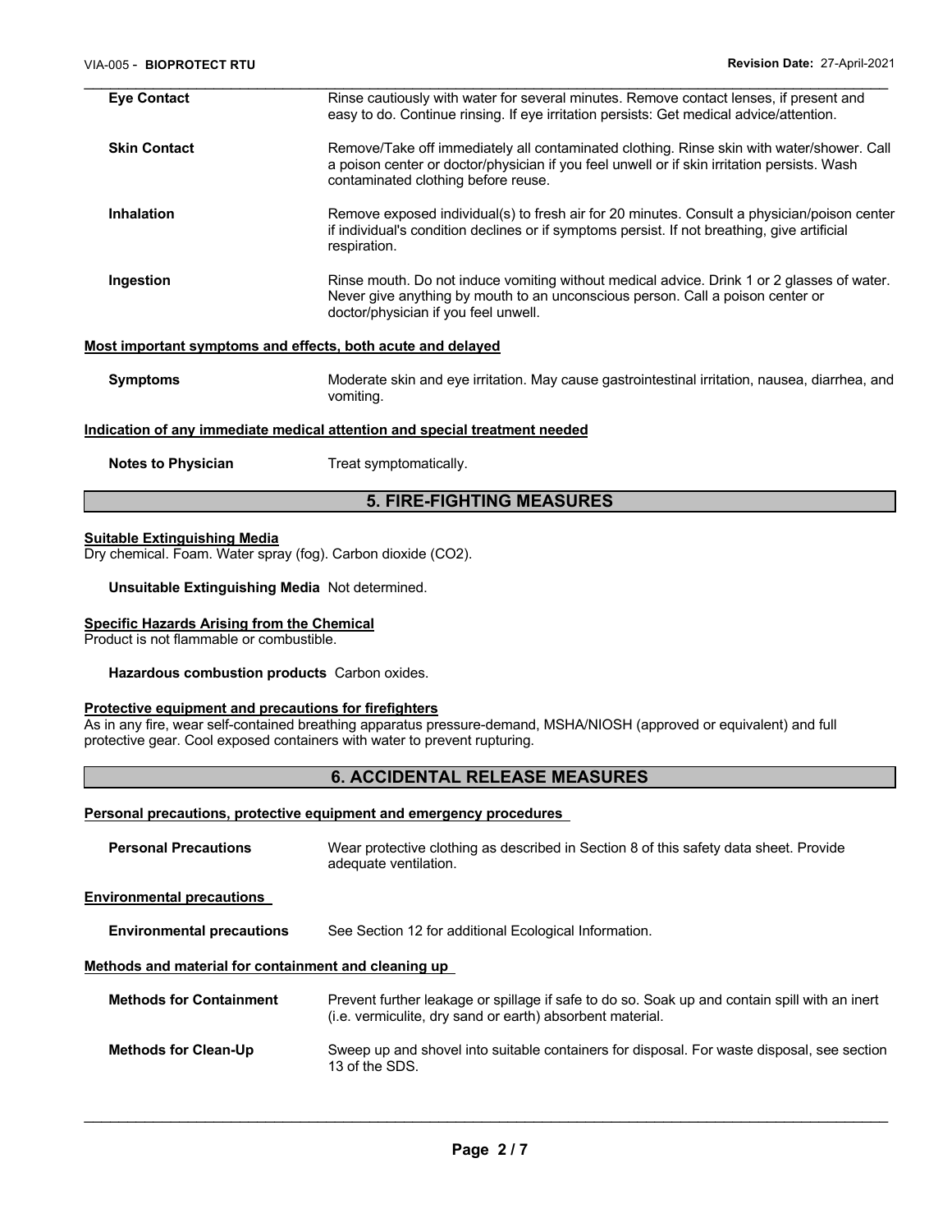**Eye Contact** Rinse cautiously with water for several minutes. Remove contact lenses, if present and easy to do. Continue rinsing. If eye irritation persists: Get medical advice/attention.

**Skin Contact** Remove/Take off immediately all contaminated clothing. Rinse skin with water/shower. Call a poison center or doctor/physician if you feel unwell or if skin irritation persists. Wash contaminated clothing before reuse.

**Inhalation** Remove exposed individual(s) to fresh air for 20 minutes. Consult a physician/poison center if individual's condition declines or if symptoms persist. If not breathing, give artificial respiration.

**Ingestion** Rinse mouth. Do not induce vomiting without medical advice. Drink 1 or 2 glasses of water. Never give anything by mouth to an unconscious person. Call a poison center or doctor/physician if you feel unwell.

**Most important symptoms and effects, both acute and delayed**

**Symptoms** Moderate skin and eye irritation. May cause gastrointestinal irritation, nausea, diarrhea, and vomiting.

**Indication of any immediate medical attention and special treatment needed**

**Notes to Physician** Treat symptomatically.

## 5. FIRE-FIGHTING MEASURES

**Suitable Extinguishing Media**

Dry chemical. Foam. Water spray (fog). Carbon dioxide ($CO_2$).

**Unsuitable Extinguishing Media** Not determined.

**Specific Hazards Arising from the Chemical**

Product is not flammable or combustible.

**Hazardous combustion products** Carbon oxides.

**Protective equipment and precautions for firefighters**

As in any fire, wear self-contained breathing apparatus pressure-demand, MSHA/NIOSH (approved or equivalent) and full protective gear. Cool exposed containers with water to prevent rupturing.

## 6. ACCIDENTAL RELEASE MEASURES

**Personal precautions, protective equipment and emergency procedures**

**Personal Precautions** Wear protective clothing as described in Section 8 of this safety data sheet. Provide adequate ventilation.

**Environmental precautions**

**Environmental precautions** See Section 12 for additional Ecological Information.

**Methods and material for containment and cleaning up**

**Methods for Containment** Prevent further leakage or spillage if safe to do so. Soak up and contain spill with an inert (i.e. vermiculite, dry sand or earth) absorbent material.

**Methods for Clean-Up** Sweep up and shovel into suitable containers for disposal. For waste disposal, see section 13 of the SDS.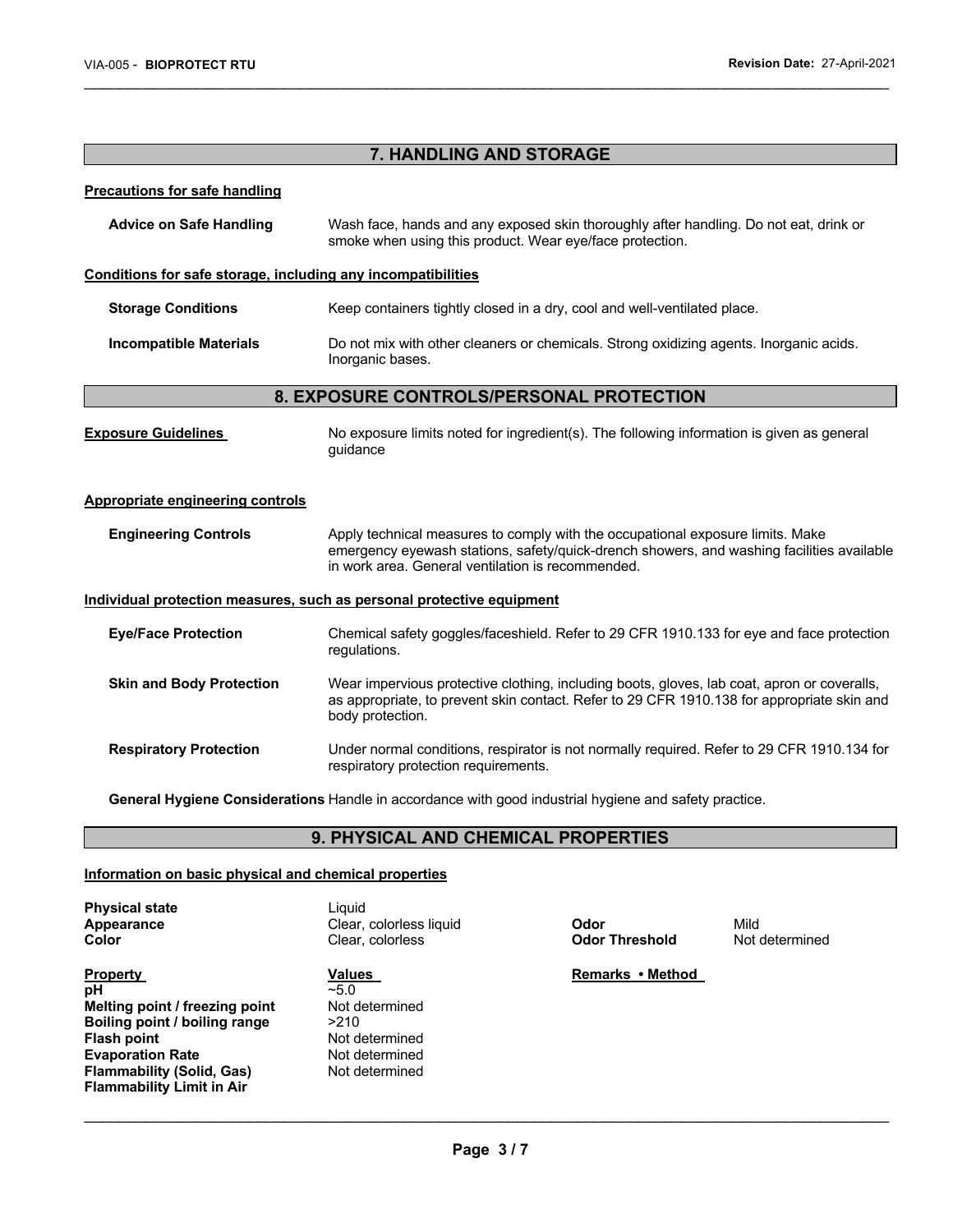## 7. HANDLING AND STORAGE

**Precautions for safe handling**

**Advice on Safe Handling** Wash face, hands and any exposed skin thoroughly after handling. Do not eat, drink or smoke when using this product. Wear eye/face protection.

**Conditions for safe storage, including any incompatibilities**

**Storage Conditions** Keep containers tightly closed in a dry, cool and well-ventilated place.

**Incompatible Materials** Do not mix with other cleaners or chemicals. Strong oxidizing agents. Inorganic acids. Inorganic bases.

## 8. EXPOSURE CONTROLS/PERSONAL PROTECTION

**Exposure Guidelines** No exposure limits noted for ingredient(s). The following information is given as general guidance

**Appropriate engineering controls**

**Engineering Controls** Apply technical measures to comply with the occupational exposure limits. Make emergency eyewash stations, safety/quick-drench showers, and washing facilities available in work area. General ventilation is recommended.

**Individual protection measures, such as personal protective equipment**

**Eye/Face Protection** Chemical safety goggles/faceshield. Refer to 29 CFR 1910.133 for eye and face protection regulations.

**Skin and Body Protection** Wear impervious protective clothing, including boots, gloves, lab coat, apron or coveralls, as appropriate, to prevent skin contact. Refer to 29 CFR 1910.138 for appropriate skin and body protection.

**Respiratory Protection** Under normal conditions, respirator is not normally required. Refer to 29 CFR 1910.134 for respiratory protection requirements.

**General Hygiene Considerations** Handle in accordance with good industrial hygiene and safety practice.

## 9. PHYSICAL AND CHEMICAL PROPERTIES

**Information on basic physical and chemical properties**

**Physical state** Liquid
**Appearance** Clear, colorless liquid
**Color** Clear, colorless

**Odor** Mild
**Odor Threshold** Not determined

| Property | Values | Remarks • Method |
|---|---|---|
| **pH** | ~5.0 | |
| **Melting point / freezing point** | Not determined | |
| **Boiling point / boiling range** | >210 | |
| **Flash point** | Not determined | |
| **Evaporation Rate** | Not determined | |
| **Flammability (Solid, Gas)** | Not determined | |
| **Flammability Limit in Air** | | |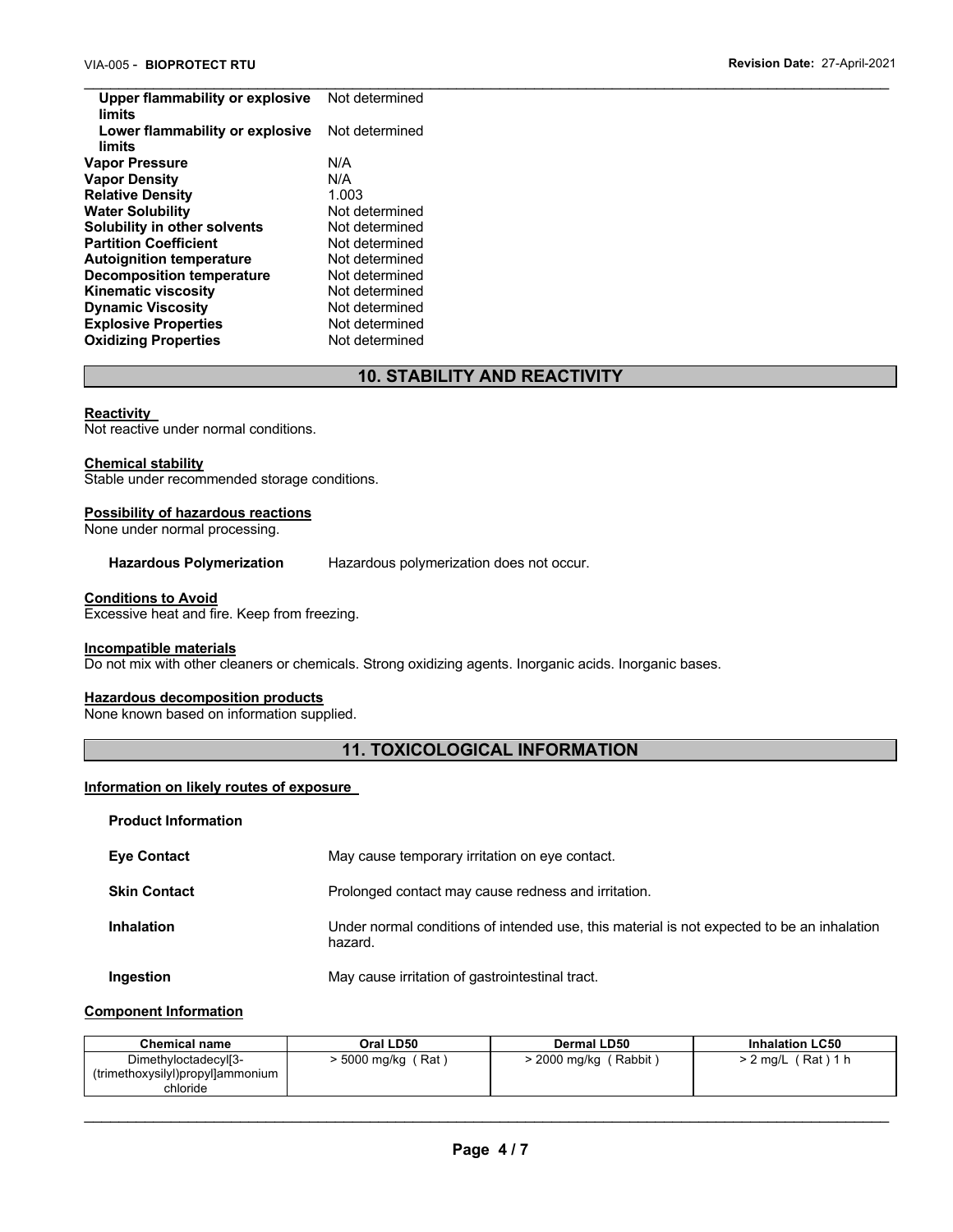| | |
|---|---|
| **Upper flammability or explosive limits** | Not determined |
| **Lower flammability or explosive limits** | Not determined |
| **Vapor Pressure** | N/A |
| **Vapor Density** | N/A |
| **Relative Density** | 1.003 |
| **Water Solubility** | Not determined |
| **Solubility in other solvents** | Not determined |
| **Partition Coefficient** | Not determined |
| **Autoignition temperature** | Not determined |
| **Decomposition temperature** | Not determined |
| **Kinematic viscosity** | Not determined |
| **Dynamic Viscosity** | Not determined |
| **Explosive Properties** | Not determined |
| **Oxidizing Properties** | Not determined |

## 10. STABILITY AND REACTIVITY

**Reactivity**
Not reactive under normal conditions.

**Chemical stability**
Stable under recommended storage conditions.

**Possibility of hazardous reactions**
None under normal processing.

**Hazardous Polymerization** Hazardous polymerization does not occur.

**Conditions to Avoid**
Excessive heat and fire. Keep from freezing.

**Incompatible materials**
Do not mix with other cleaners or chemicals. Strong oxidizing agents. Inorganic acids. Inorganic bases.

**Hazardous decomposition products**
None known based on information supplied.

## 11. TOXICOLOGICAL INFORMATION

**Information on likely routes of exposure**

**Product Information**

| | |
|---|---|
| **Eye Contact** | May cause temporary irritation on eye contact. |
| **Skin Contact** | Prolonged contact may cause redness and irritation. |
| **Inhalation** | Under normal conditions of intended use, this material is not expected to be an inhalation hazard. |
| **Ingestion** | May cause irritation of gastrointestinal tract. |

**Component Information**

| Chemical name | Oral LD50 | Dermal LD50 | Inhalation LC50 |
|---|---|---|---|
| Dimethyloctadecyl[3-(trimethoxysilyl)propyl]ammonium chloride | > 5000 mg/kg ( Rat ) | > 2000 mg/kg ( Rabbit ) | > 2 mg/L ( Rat ) 1 h |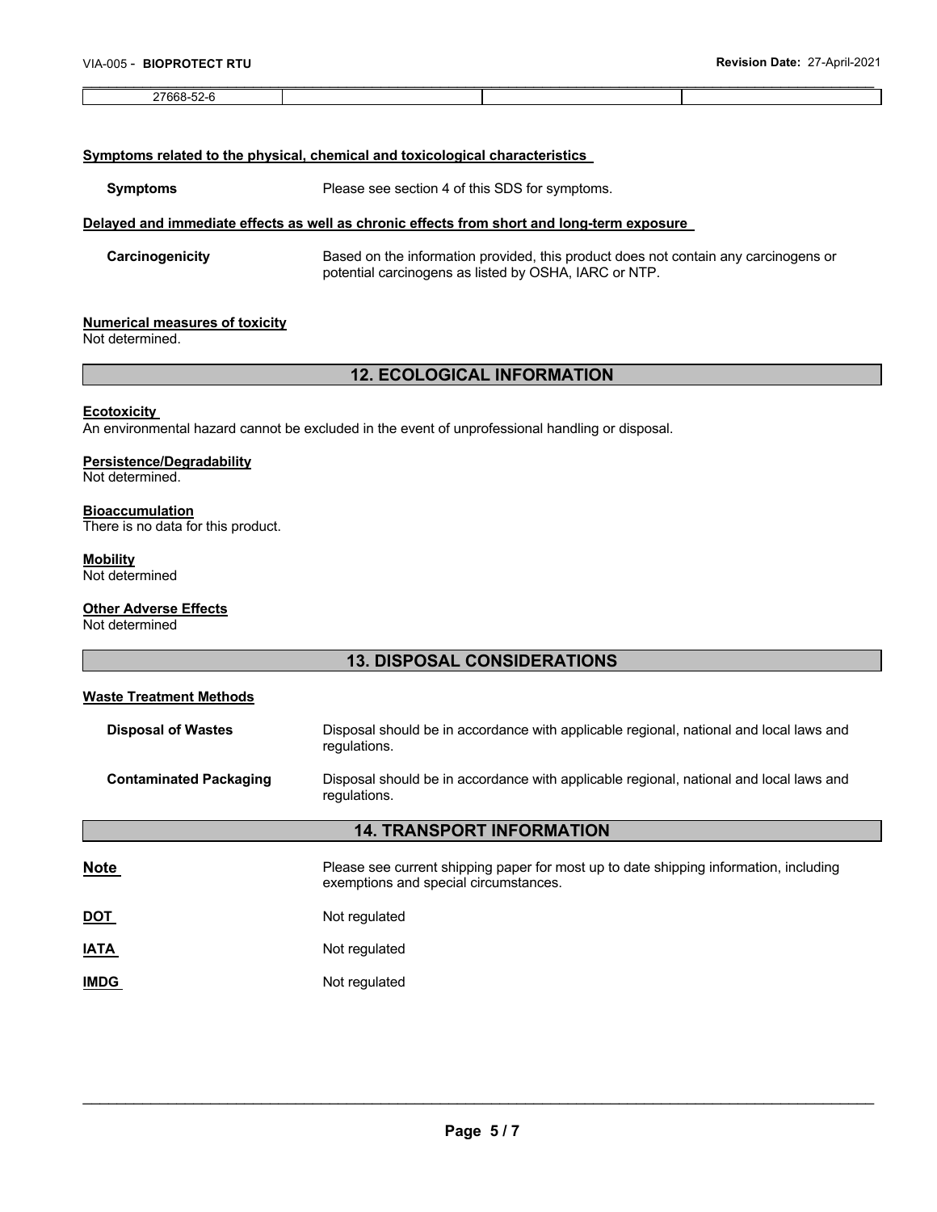| 27668-52-6 | | | |
|---|---|---|---|

**Symptoms related to the physical, chemical and toxicological characteristics**

**Symptoms** Please see section 4 of this SDS for symptoms.

**Delayed and immediate effects as well as chronic effects from short and long-term exposure**

**Carcinogenicity** Based on the information provided, this product does not contain any carcinogens or potential carcinogens as listed by OSHA, IARC or NTP.

**Numerical measures of toxicity**
Not determined.

## 12. ECOLOGICAL INFORMATION

**Ecotoxicity**
An environmental hazard cannot be excluded in the event of unprofessional handling or disposal.

**Persistence/Degradability**
Not determined.

**Bioaccumulation**
There is no data for this product.

**Mobility**
Not determined

**Other Adverse Effects**
Not determined

## 13. DISPOSAL CONSIDERATIONS

**Waste Treatment Methods**

**Disposal of Wastes** Disposal should be in accordance with applicable regional, national and local laws and regulations.

**Contaminated Packaging** Disposal should be in accordance with applicable regional, national and local laws and regulations.

## 14. TRANSPORT INFORMATION

**Note** Please see current shipping paper for most up to date shipping information, including exemptions and special circumstances.

**DOT** Not regulated

**IATA** Not regulated

**IMDG** Not regulated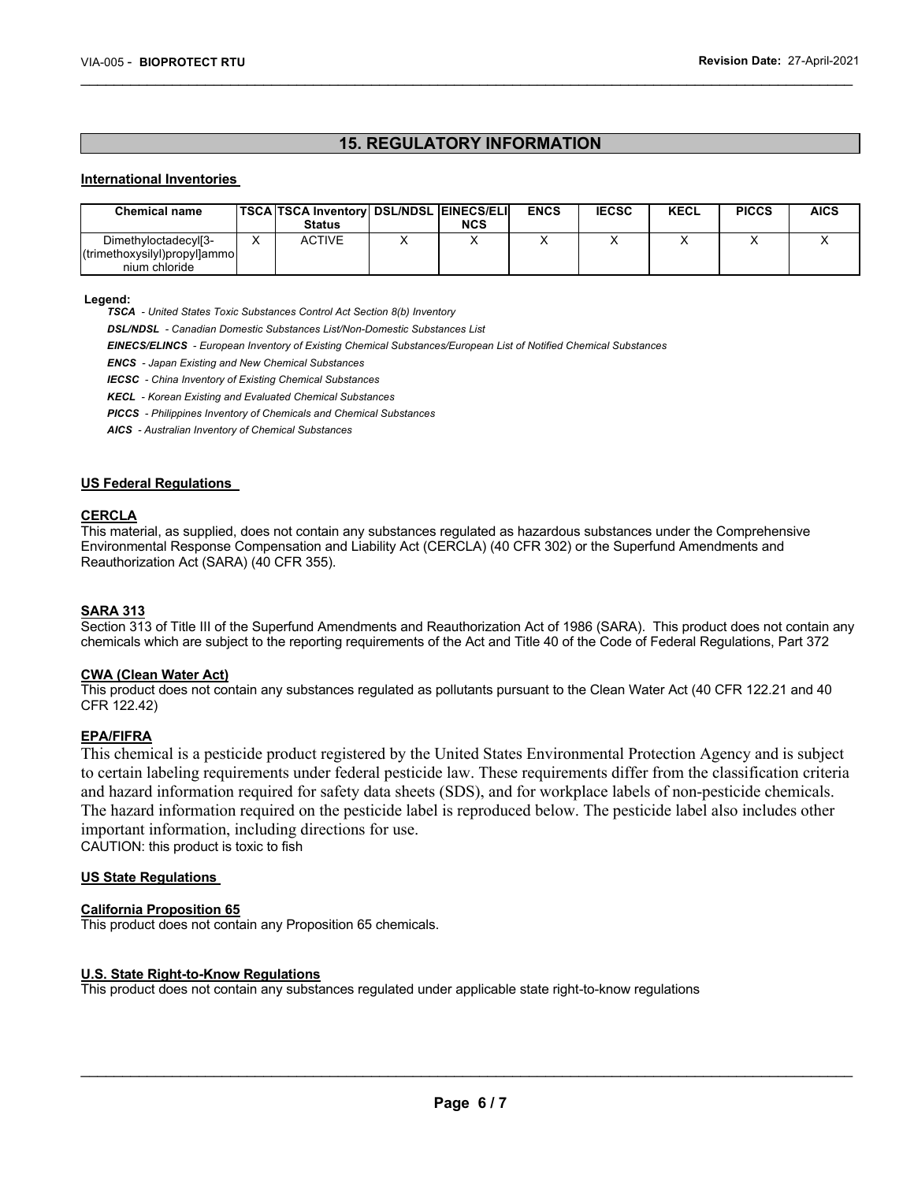## 15. REGULATORY INFORMATION

**International Inventories**

| Chemical name | TSCA | TSCA Inventory Status | DSL/NDSL | EINECS/ELINCS | ENCS | IECSC | KECL | PICCS | AICS |
|---|---|---|---|---|---|---|---|---|---|
| Dimethyloctadecyl[3-(trimethoxysilyl)propyl]ammonium chloride | X | ACTIVE | X | X | X | X | X | X | X |

**Legend:**

***TSCA*** *- United States Toxic Substances Control Act Section 8(b) Inventory*

***DSL/NDSL*** *- Canadian Domestic Substances List/Non-Domestic Substances List*

***EINECS/ELINCS*** *- European Inventory of Existing Chemical Substances/European List of Notified Chemical Substances*

***ENCS*** *- Japan Existing and New Chemical Substances*

***IECSC*** *- China Inventory of Existing Chemical Substances*

***KECL*** *- Korean Existing and Evaluated Chemical Substances*

***PICCS*** *- Philippines Inventory of Chemicals and Chemical Substances*

***AICS*** *- Australian Inventory of Chemical Substances*

**US Federal Regulations**

**CERCLA**

This material, as supplied, does not contain any substances regulated as hazardous substances under the Comprehensive Environmental Response Compensation and Liability Act (CERCLA) (40 CFR 302) or the Superfund Amendments and Reauthorization Act (SARA) (40 CFR 355).

**SARA 313**

Section 313 of Title III of the Superfund Amendments and Reauthorization Act of 1986 (SARA). This product does not contain any chemicals which are subject to the reporting requirements of the Act and Title 40 of the Code of Federal Regulations, Part 372

**CWA (Clean Water Act)**

This product does not contain any substances regulated as pollutants pursuant to the Clean Water Act (40 CFR 122.21 and 40 CFR 122.42)

**EPA/FIFRA**

This chemical is a pesticide product registered by the United States Environmental Protection Agency and is subject to certain labeling requirements under federal pesticide law. These requirements differ from the classification criteria and hazard information required for safety data sheets (SDS), and for workplace labels of non-pesticide chemicals. The hazard information required on the pesticide label is reproduced below. The pesticide label also includes other important information, including directions for use.
CAUTION: this product is toxic to fish

**US State Regulations**

**California Proposition 65**

This product does not contain any Proposition 65 chemicals.

**U.S. State Right-to-Know Regulations**

This product does not contain any substances regulated under applicable state right-to-know regulations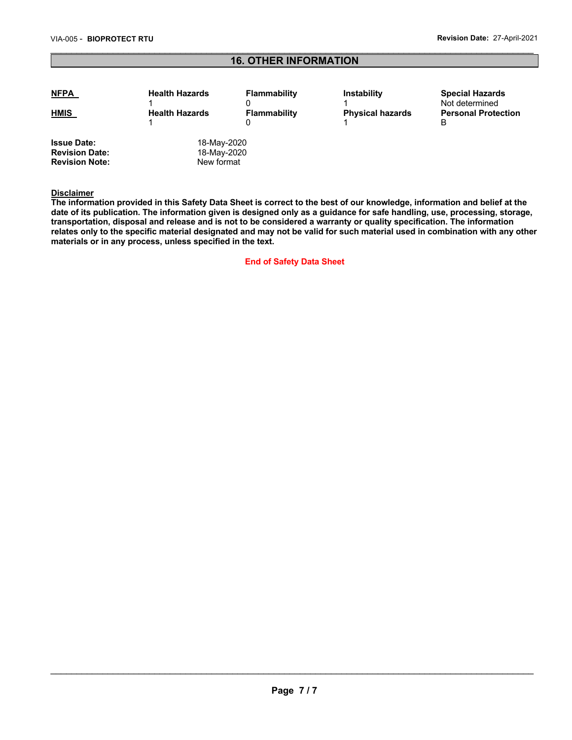## 16. OTHER INFORMATION

| | | | | |
|---|---|---|---|---|
| **NFPA** | **Health Hazards** | **Flammability** | **Instability** | **Special Hazards** |
| | 1 | 0 | 1 | Not determined |
| **HMIS** | **Health Hazards** | **Flammability** | **Physical hazards** | **Personal Protection** |
| | 1 | 0 | 1 | B |

**Issue Date:** 18-May-2020
**Revision Date:** 18-May-2020
**Revision Note:** New format

**Disclaimer**

**The information provided in this Safety Data Sheet is correct to the best of our knowledge, information and belief at the date of its publication. The information given is designed only as a guidance for safe handling, use, processing, storage, transportation, disposal and release and is not to be considered a warranty or quality specification. The information relates only to the specific material designated and may not be valid for such material used in combination with any other materials or in any process, unless specified in the text.**

**End of Safety Data Sheet**